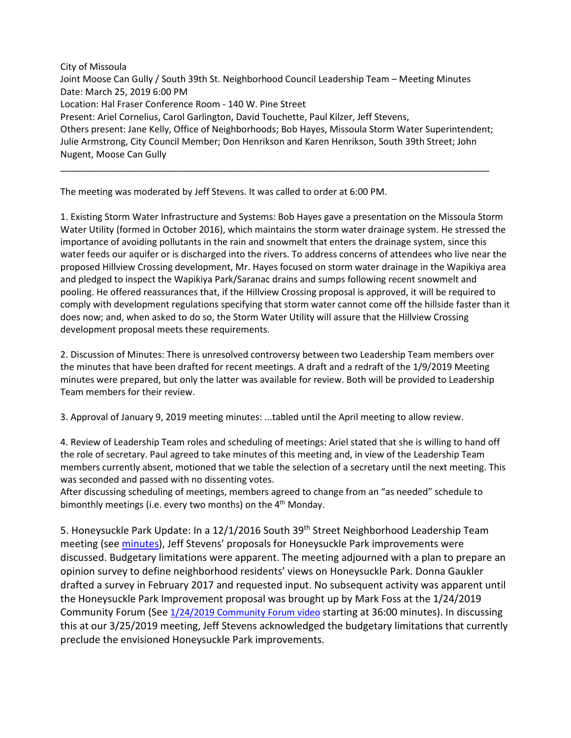City of Missoula
Joint Moose Can Gully / South 39th St. Neighborhood Council Leadership Team – Meeting Minutes
Date: March 25, 2019 6:00 PM
Location: Hal Fraser Conference Room - 140 W. Pine Street
Present: Ariel Cornelius, Carol Garlington, David Touchette, Paul Kilzer, Jeff Stevens,
Others present: Jane Kelly, Office of Neighborhoods; Bob Hayes, Missoula Storm Water Superintendent; Julie Armstrong, City Council Member; Don Henrikson and Karen Henrikson, South 39th Street; John Nugent, Moose Can Gully

---

The meeting was moderated by Jeff Stevens. It was called to order at 6:00 PM.

1. Existing Storm Water Infrastructure and Systems: Bob Hayes gave a presentation on the Missoula Storm Water Utility (formed in October 2016), which maintains the storm water drainage system. He stressed the importance of avoiding pollutants in the rain and snowmelt that enters the drainage system, since this water feeds our aquifer or is discharged into the rivers. To address concerns of attendees who live near the proposed Hillview Crossing development, Mr. Hayes focused on storm water drainage in the Wapikiya area and pledged to inspect the Wapikiya Park/Saranac drains and sumps following recent snowmelt and pooling. He offered reassurances that, if the Hillview Crossing proposal is approved, it will be required to comply with development regulations specifying that storm water cannot come off the hillside faster than it does now; and, when asked to do so, the Storm Water Utility will assure that the Hillview Crossing development proposal meets these requirements.

2. Discussion of Minutes: There is unresolved controversy between two Leadership Team members over the minutes that have been drafted for recent meetings. A draft and a redraft of the 1/9/2019 Meeting minutes were prepared, but only the latter was available for review. Both will be provided to Leadership Team members for their review.

3. Approval of January 9, 2019 meeting minutes: ...tabled until the April meeting to allow review.

4. Review of Leadership Team roles and scheduling of meetings: Ariel stated that she is willing to hand off the role of secretary. Paul agreed to take minutes of this meeting and, in view of the Leadership Team members currently absent, motioned that we table the selection of a secretary until the next meeting. This was seconded and passed with no dissenting votes.
After discussing scheduling of meetings, members agreed to change from an "as needed" schedule to bimonthly meetings (i.e. every two months) on the 4th Monday.

5. Honeysuckle Park Update: In a 12/1/2016 South 39th Street Neighborhood Leadership Team meeting (see minutes), Jeff Stevens' proposals for Honeysuckle Park improvements were discussed. Budgetary limitations were apparent. The meeting adjourned with a plan to prepare an opinion survey to define neighborhood residents' views on Honeysuckle Park. Donna Gaukler drafted a survey in February 2017 and requested input. No subsequent activity was apparent until the Honeysuckle Park Improvement proposal was brought up by Mark Foss at the 1/24/2019 Community Forum (See 1/24/2019 Community Forum video starting at 36:00 minutes). In discussing this at our 3/25/2019 meeting, Jeff Stevens acknowledged the budgetary limitations that currently preclude the envisioned Honeysuckle Park improvements.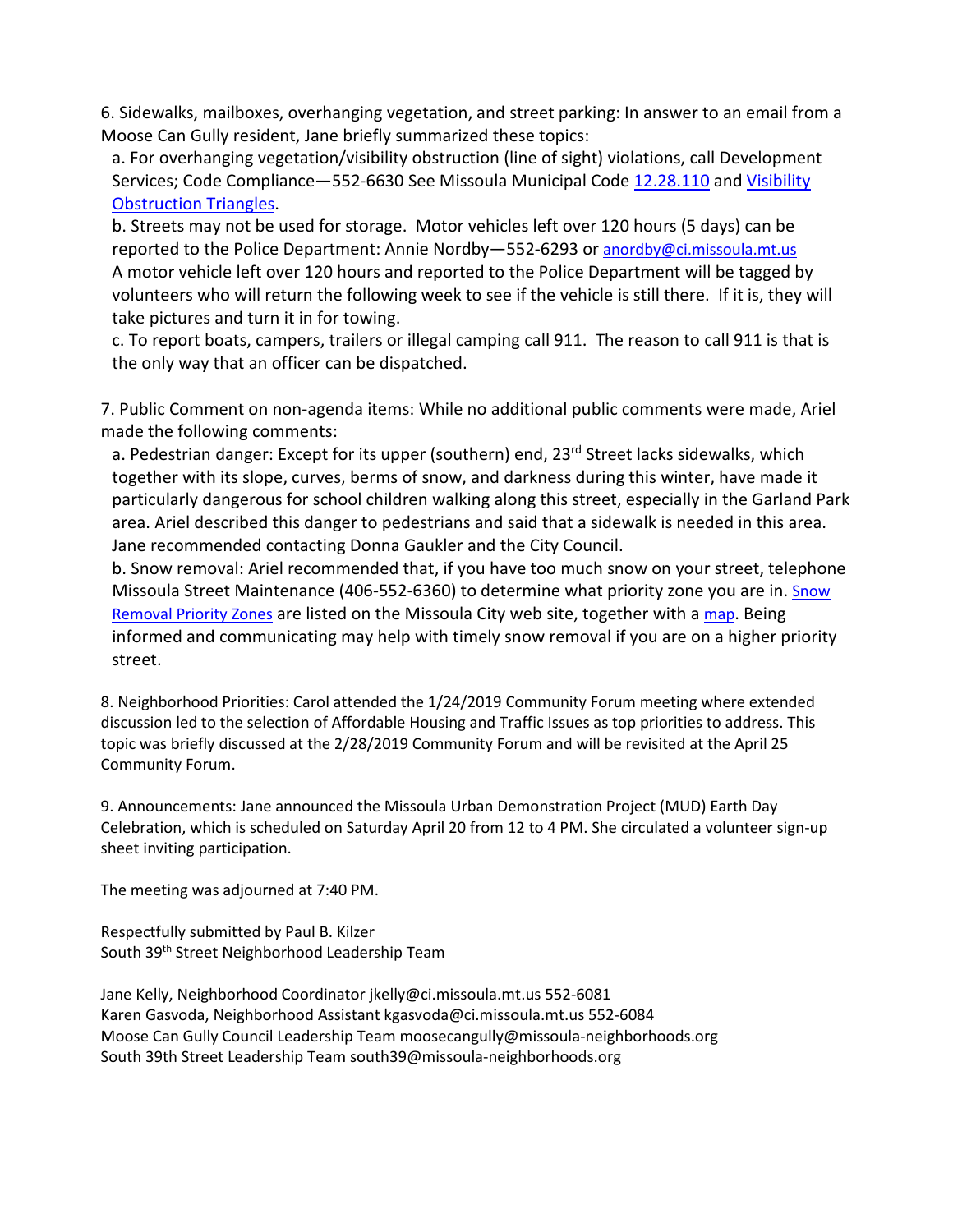6. Sidewalks, mailboxes, overhanging vegetation, and street parking: In answer to an email from a Moose Can Gully resident, Jane briefly summarized these topics:

a. For overhanging vegetation/visibility obstruction (line of sight) violations, call Development Services; Code Compliance—552-6630 See Missoula Municipal Code 12.28.110 and Visibility Obstruction Triangles.

b. Streets may not be used for storage. Motor vehicles left over 120 hours (5 days) can be reported to the Police Department: Annie Nordby—552-6293 or anordby@ci.missoula.mt.us
A motor vehicle left over 120 hours and reported to the Police Department will be tagged by volunteers who will return the following week to see if the vehicle is still there. If it is, they will take pictures and turn it in for towing.

c. To report boats, campers, trailers or illegal camping call 911. The reason to call 911 is that is the only way that an officer can be dispatched.

7. Public Comment on non-agenda items: While no additional public comments were made, Ariel made the following comments:

a. Pedestrian danger: Except for its upper (southern) end, 23rd Street lacks sidewalks, which together with its slope, curves, berms of snow, and darkness during this winter, have made it particularly dangerous for school children walking along this street, especially in the Garland Park area. Ariel described this danger to pedestrians and said that a sidewalk is needed in this area. Jane recommended contacting Donna Gaukler and the City Council.

b. Snow removal: Ariel recommended that, if you have too much snow on your street, telephone Missoula Street Maintenance (406-552-6360) to determine what priority zone you are in. Snow Removal Priority Zones are listed on the Missoula City web site, together with a map. Being informed and communicating may help with timely snow removal if you are on a higher priority street.

8. Neighborhood Priorities: Carol attended the 1/24/2019 Community Forum meeting where extended discussion led to the selection of Affordable Housing and Traffic Issues as top priorities to address. This topic was briefly discussed at the 2/28/2019 Community Forum and will be revisited at the April 25 Community Forum.

9. Announcements: Jane announced the Missoula Urban Demonstration Project (MUD) Earth Day Celebration, which is scheduled on Saturday April 20 from 12 to 4 PM. She circulated a volunteer sign-up sheet inviting participation.

The meeting was adjourned at 7:40 PM.

Respectfully submitted by Paul B. Kilzer
South 39th Street Neighborhood Leadership Team

Jane Kelly, Neighborhood Coordinator jkelly@ci.missoula.mt.us 552-6081
Karen Gasvoda, Neighborhood Assistant kgasvoda@ci.missoula.mt.us 552-6084
Moose Can Gully Council Leadership Team moosecangully@missoula-neighborhoods.org
South 39th Street Leadership Team south39@missoula-neighborhoods.org